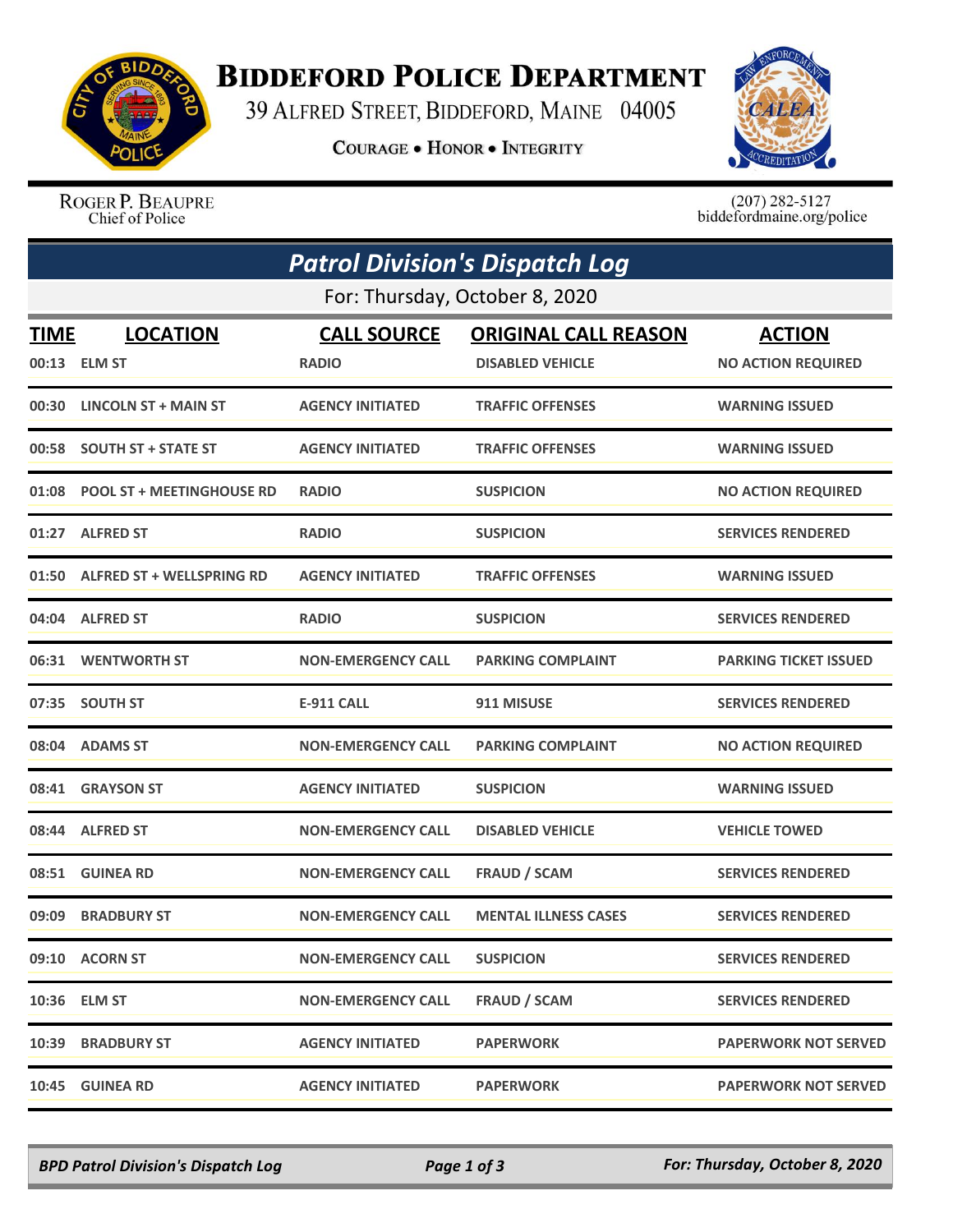# Biddeford Police Department

39 Alfred Street, Biddeford, Maine 04005

**Courage • Honor • Integrity**

Roger P. Beaupre
Chief of Police

(207) 282-5127
biddefordmaine.org/police

## *Patrol Division's Dispatch Log*

For: Thursday, October 8, 2020

| TIME | LOCATION | CALL SOURCE | ORIGINAL CALL REASON | ACTION |
|---|---|---|---|---|
| 00:13 | ELM ST | RADIO | DISABLED VEHICLE | NO ACTION REQUIRED |
| 00:30 | LINCOLN ST + MAIN ST | AGENCY INITIATED | TRAFFIC OFFENSES | WARNING ISSUED |
| 00:58 | SOUTH ST + STATE ST | AGENCY INITIATED | TRAFFIC OFFENSES | WARNING ISSUED |
| 01:08 | POOL ST + MEETINGHOUSE RD | RADIO | SUSPICION | NO ACTION REQUIRED |
| 01:27 | ALFRED ST | RADIO | SUSPICION | SERVICES RENDERED |
| 01:50 | ALFRED ST + WELLSPRING RD | AGENCY INITIATED | TRAFFIC OFFENSES | WARNING ISSUED |
| 04:04 | ALFRED ST | RADIO | SUSPICION | SERVICES RENDERED |
| 06:31 | WENTWORTH ST | NON-EMERGENCY CALL | PARKING COMPLAINT | PARKING TICKET ISSUED |
| 07:35 | SOUTH ST | E-911 CALL | 911 MISUSE | SERVICES RENDERED |
| 08:04 | ADAMS ST | NON-EMERGENCY CALL | PARKING COMPLAINT | NO ACTION REQUIRED |
| 08:41 | GRAYSON ST | AGENCY INITIATED | SUSPICION | WARNING ISSUED |
| 08:44 | ALFRED ST | NON-EMERGENCY CALL | DISABLED VEHICLE | VEHICLE TOWED |
| 08:51 | GUINEA RD | NON-EMERGENCY CALL | FRAUD / SCAM | SERVICES RENDERED |
| 09:09 | BRADBURY ST | NON-EMERGENCY CALL | MENTAL ILLNESS CASES | SERVICES RENDERED |
| 09:10 | ACORN ST | NON-EMERGENCY CALL | SUSPICION | SERVICES RENDERED |
| 10:36 | ELM ST | NON-EMERGENCY CALL | FRAUD / SCAM | SERVICES RENDERED |
| 10:39 | BRADBURY ST | AGENCY INITIATED | PAPERWORK | PAPERWORK NOT SERVED |
| 10:45 | GUINEA RD | AGENCY INITIATED | PAPERWORK | PAPERWORK NOT SERVED |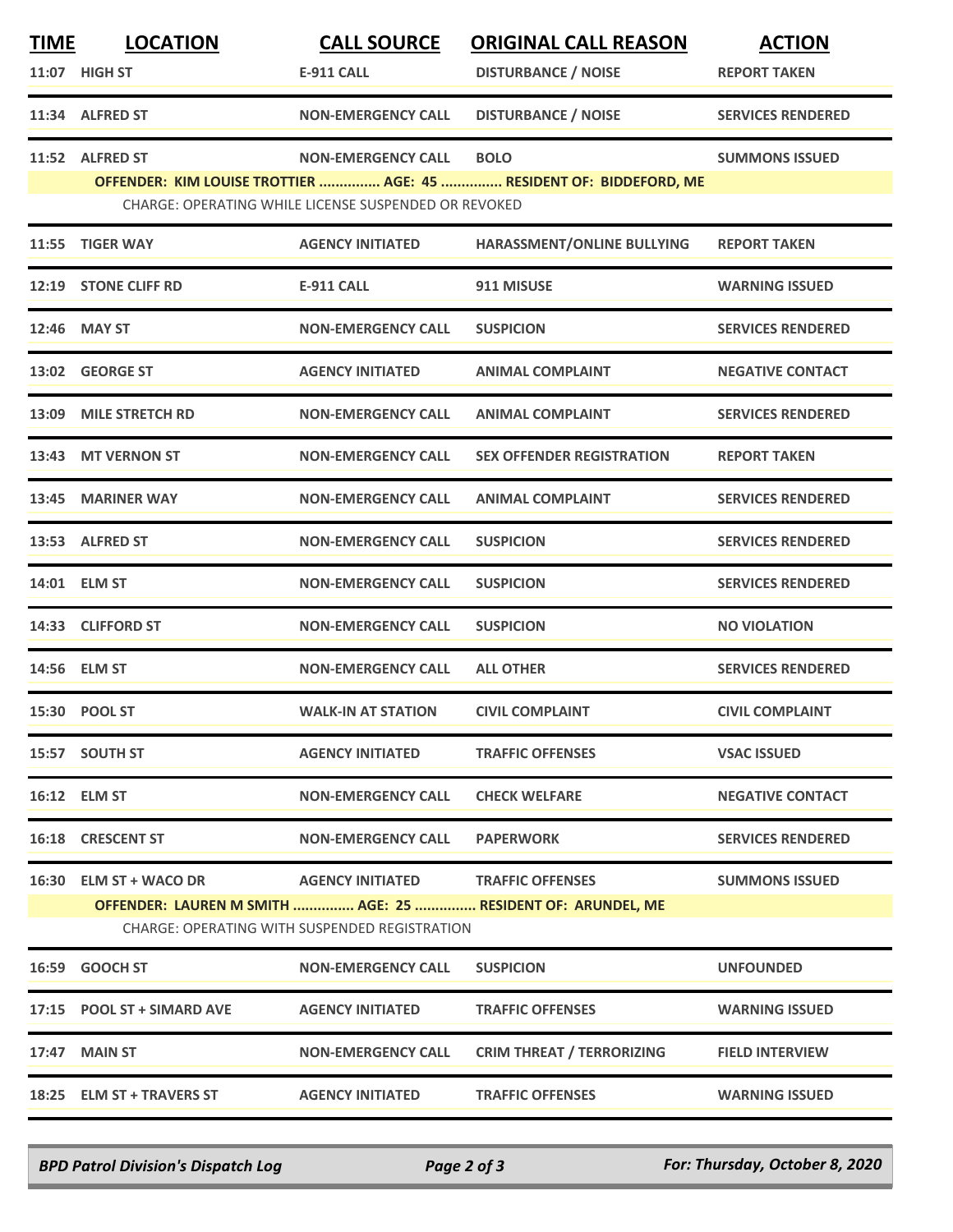| TIME | LOCATION | CALL SOURCE | ORIGINAL CALL REASON | ACTION |
|---|---|---|---|---|
| 11:07 | HIGH ST | E-911 CALL | DISTURBANCE / NOISE | REPORT TAKEN |
| 11:34 | ALFRED ST | NON-EMERGENCY CALL | DISTURBANCE / NOISE | SERVICES RENDERED |
| 11:52 | ALFRED ST | NON-EMERGENCY CALL | BOLO | SUMMONS ISSUED |
| | **OFFENDER: KIM LOUISE TROTTIER ............... AGE: 45 ............... RESIDENT OF: BIDDEFORD, ME** | | | |
| | CHARGE: OPERATING WHILE LICENSE SUSPENDED OR REVOKED | | | |
| 11:55 | TIGER WAY | AGENCY INITIATED | HARASSMENT/ONLINE BULLYING | REPORT TAKEN |
| 12:19 | STONE CLIFF RD | E-911 CALL | 911 MISUSE | WARNING ISSUED |
| 12:46 | MAY ST | NON-EMERGENCY CALL | SUSPICION | SERVICES RENDERED |
| 13:02 | GEORGE ST | AGENCY INITIATED | ANIMAL COMPLAINT | NEGATIVE CONTACT |
| 13:09 | MILE STRETCH RD | NON-EMERGENCY CALL | ANIMAL COMPLAINT | SERVICES RENDERED |
| 13:43 | MT VERNON ST | NON-EMERGENCY CALL | SEX OFFENDER REGISTRATION | REPORT TAKEN |
| 13:45 | MARINER WAY | NON-EMERGENCY CALL | ANIMAL COMPLAINT | SERVICES RENDERED |
| 13:53 | ALFRED ST | NON-EMERGENCY CALL | SUSPICION | SERVICES RENDERED |
| 14:01 | ELM ST | NON-EMERGENCY CALL | SUSPICION | SERVICES RENDERED |
| 14:33 | CLIFFORD ST | NON-EMERGENCY CALL | SUSPICION | NO VIOLATION |
| 14:56 | ELM ST | NON-EMERGENCY CALL | ALL OTHER | SERVICES RENDERED |
| 15:30 | POOL ST | WALK-IN AT STATION | CIVIL COMPLAINT | CIVIL COMPLAINT |
| 15:57 | SOUTH ST | AGENCY INITIATED | TRAFFIC OFFENSES | VSAC ISSUED |
| 16:12 | ELM ST | NON-EMERGENCY CALL | CHECK WELFARE | NEGATIVE CONTACT |
| 16:18 | CRESCENT ST | NON-EMERGENCY CALL | PAPERWORK | SERVICES RENDERED |
| 16:30 | ELM ST + WACO DR | AGENCY INITIATED | TRAFFIC OFFENSES | SUMMONS ISSUED |
| | **OFFENDER: LAUREN M SMITH ............... AGE: 25 ............... RESIDENT OF: ARUNDEL, ME** | | | |
| | CHARGE: OPERATING WITH SUSPENDED REGISTRATION | | | |
| 16:59 | GOOCH ST | NON-EMERGENCY CALL | SUSPICION | UNFOUNDED |
| 17:15 | POOL ST + SIMARD AVE | AGENCY INITIATED | TRAFFIC OFFENSES | WARNING ISSUED |
| 17:47 | MAIN ST | NON-EMERGENCY CALL | CRIM THREAT / TERRORIZING | FIELD INTERVIEW |
| 18:25 | ELM ST + TRAVERS ST | AGENCY INITIATED | TRAFFIC OFFENSES | WARNING ISSUED |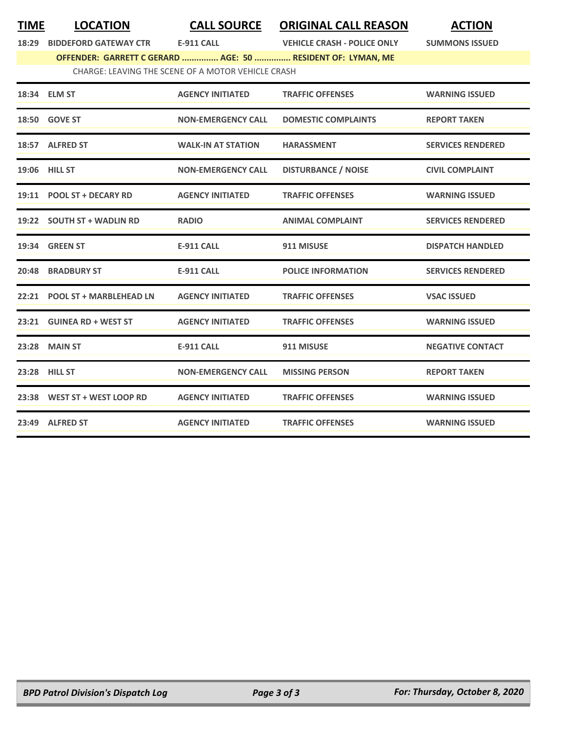| TIME | LOCATION | CALL SOURCE | ORIGINAL CALL REASON | ACTION |
|---|---|---|---|---|
| 18:29 | BIDDEFORD GATEWAY CTR | E-911 CALL | VEHICLE CRASH - POLICE ONLY | SUMMONS ISSUED |
| | OFFENDER: GARRETT C GERARD ............... AGE: 50 ............... RESIDENT OF: LYMAN, ME | | | |
| | CHARGE: LEAVING THE SCENE OF A MOTOR VEHICLE CRASH | | | |
| 18:34 | ELM ST | AGENCY INITIATED | TRAFFIC OFFENSES | WARNING ISSUED |
| 18:50 | GOVE ST | NON-EMERGENCY CALL | DOMESTIC COMPLAINTS | REPORT TAKEN |
| 18:57 | ALFRED ST | WALK-IN AT STATION | HARASSMENT | SERVICES RENDERED |
| 19:06 | HILL ST | NON-EMERGENCY CALL | DISTURBANCE / NOISE | CIVIL COMPLAINT |
| 19:11 | POOL ST + DECARY RD | AGENCY INITIATED | TRAFFIC OFFENSES | WARNING ISSUED |
| 19:22 | SOUTH ST + WADLIN RD | RADIO | ANIMAL COMPLAINT | SERVICES RENDERED |
| 19:34 | GREEN ST | E-911 CALL | 911 MISUSE | DISPATCH HANDLED |
| 20:48 | BRADBURY ST | E-911 CALL | POLICE INFORMATION | SERVICES RENDERED |
| 22:21 | POOL ST + MARBLEHEAD LN | AGENCY INITIATED | TRAFFIC OFFENSES | VSAC ISSUED |
| 23:21 | GUINEA RD + WEST ST | AGENCY INITIATED | TRAFFIC OFFENSES | WARNING ISSUED |
| 23:28 | MAIN ST | E-911 CALL | 911 MISUSE | NEGATIVE CONTACT |
| 23:28 | HILL ST | NON-EMERGENCY CALL | MISSING PERSON | REPORT TAKEN |
| 23:38 | WEST ST + WEST LOOP RD | AGENCY INITIATED | TRAFFIC OFFENSES | WARNING ISSUED |
| 23:49 | ALFRED ST | AGENCY INITIATED | TRAFFIC OFFENSES | WARNING ISSUED |